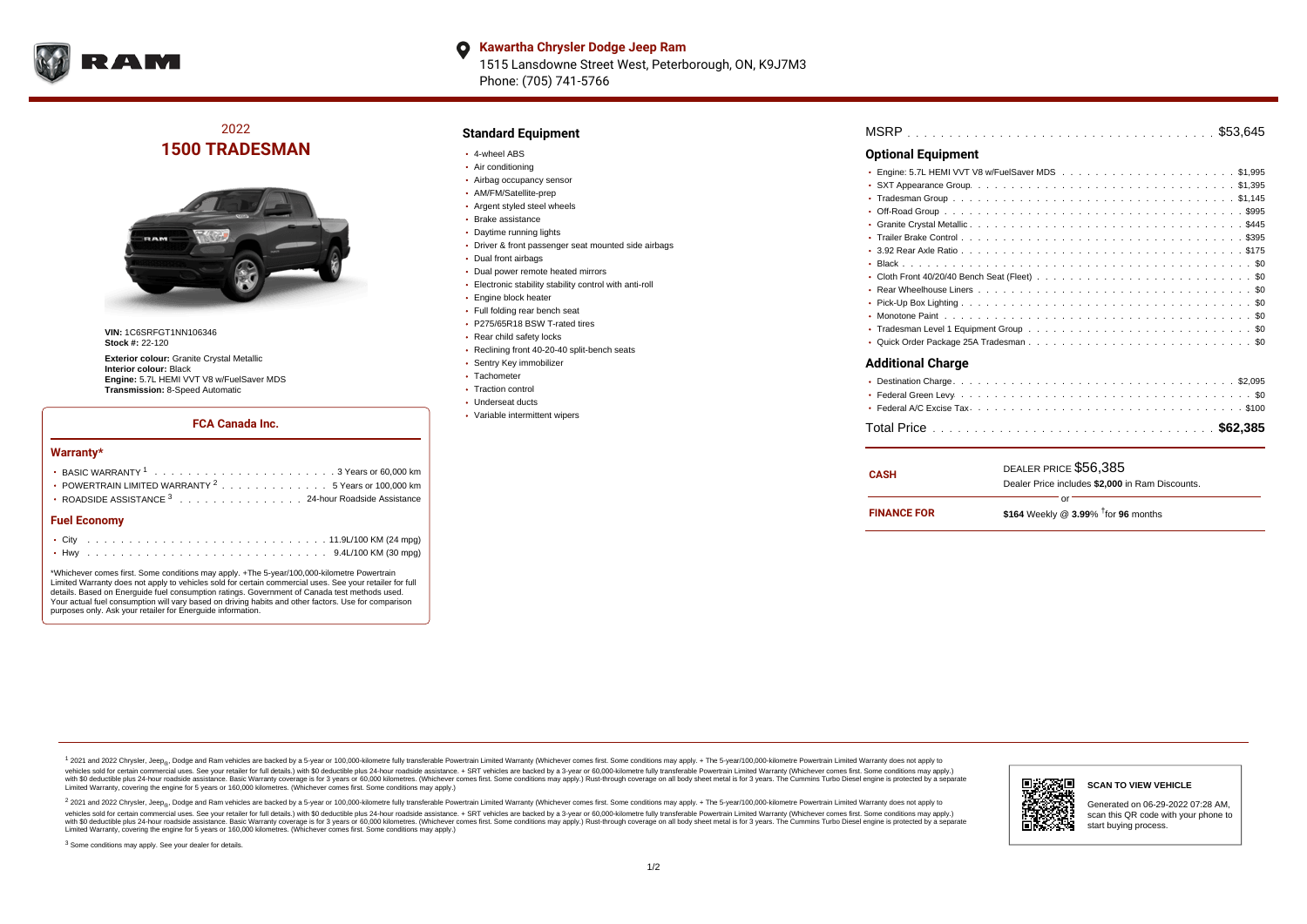**Kawartha Chrysler Dodge Jeep Ram**
1515 Lansdowne Street West, Peterborough, ON, K9J7M3
Phone: (705) 741-5766

2022
# 1500 TRADESMAN

**VIN:** 1C6SRFGT1NN106346
**Stock #:** 22-120

**Exterior colour:** Granite Crystal Metallic
**Interior colour:** Black
**Engine:** 5.7L HEMI VVT V8 w/FuelSaver MDS
**Transmission:** 8-Speed Automatic

### FCA Canada Inc.

#### Warranty*

- BASIC WARRANTY [1] . . . . . 3 Years or 60,000 km
- POWERTRAIN LIMITED WARRANTY [2] . . . . . 5 Years or 100,000 km
- ROADSIDE ASSISTANCE [3] . . . . . 24-hour Roadside Assistance

#### Fuel Economy

- City . . . . . 11.9L/100 KM (24 mpg)
- Hwy . . . . . 9.4L/100 KM (30 mpg)

*Whichever comes first. Some conditions may apply. +The 5-year/100,000-kilometre Powertrain Limited Warranty does not apply to vehicles sold for certain commercial uses. See your retailer for full details. Based on Energuide fuel consumption ratings. Government of Canada test methods used. Your actual fuel consumption will vary based on driving habits and other factors. Use for comparison purposes only. Ask your retailer for Energuide information.

## Standard Equipment

- 4-wheel ABS
- Air conditioning
- Airbag occupancy sensor
- AM/FM/Satellite-prep
- Argent styled steel wheels
- Brake assistance
- Daytime running lights
- Driver & front passenger seat mounted side airbags
- Dual front airbags
- Dual power remote heated mirrors
- Electronic stability stability control with anti-roll
- Engine block heater
- Full folding rear bench seat
- P275/65R18 BSW T-rated tires
- Rear child safety locks
- Reclining front 40-20-40 split-bench seats
- Sentry Key immobilizer
- Tachometer
- Traction control
- Underseat ducts
- Variable intermittent wipers

MSRP . . . . . $53,645

## Optional Equipment

- Engine: 5.7L HEMI VVT V8 w/FuelSaver MDS . . . . . $1,995
- SXT Appearance Group. . . . . $1,395
- Tradesman Group . . . . . $1,145
- Off-Road Group . . . . . $995
- Granite Crystal Metallic . . . . . $445
- Trailer Brake Control . . . . . $395
- 3.92 Rear Axle Ratio . . . . . $175
- Black . . . . . $0
- Cloth Front 40/20/40 Bench Seat (Fleet) . . . . . $0
- Rear Wheelhouse Liners . . . . . $0
- Pick-Up Box Lighting . . . . . $0
- Monotone Paint . . . . . $0
- Tradesman Level 1 Equipment Group . . . . . $0
- Quick Order Package 25A Tradesman . . . . . $0

## Additional Charge

- Destination Charge. . . . . $2,095
- Federal Green Levy . . . . . $0
- Federal A/C Excise Tax. . . . . $100

Total Price . . . . . **$62,385**

| | |
|---|---|
| **CASH** | DEALER PRICE $56,385<br>Dealer Price includes **$2,000** in Ram Discounts. |
| | or |
| **FINANCE FOR** | **$164** Weekly @ **3.99**% †for **96** months |

[1] 2021 and 2022 Chrysler, Jeep®, Dodge and Ram vehicles are backed by a 5-year or 100,000-kilometre fully transferable Powertrain Limited Warranty (Whichever comes first. Some conditions may apply. + The 5-year/100,000-kilometre Powertrain Limited Warranty does not apply to vehicles sold for certain commercial uses. See your retailer for full details.) with $0 deductible plus 24-hour roadside assistance. + SRT vehicles are backed by a 3-year or 60,000-kilometre fully transferable Powertrain Limited Warranty (Whichever comes first. Some conditions may apply.) with $0 deductible plus 24-hour roadside assistance. Basic Warranty coverage is for 3 years or 60,000 kilometres. (Whichever comes first. Some conditions may apply.) Rust-through coverage on all body sheet metal is for 3 years. The Cummins Turbo Diesel engine is protected by a separate Limited Warranty, covering the engine for 5 years or 160,000 kilometres. (Whichever comes first. Some conditions may apply.)

[2] 2021 and 2022 Chrysler, Jeep®, Dodge and Ram vehicles are backed by a 5-year or 100,000-kilometre fully transferable Powertrain Limited Warranty (Whichever comes first. Some conditions may apply. + The 5-year/100,000-kilometre Powertrain Limited Warranty does not apply to vehicles sold for certain commercial uses. See your retailer for full details.) with $0 deductible plus 24-hour roadside assistance. + SRT vehicles are backed by a 3-year or 60,000-kilometre fully transferable Powertrain Limited Warranty (Whichever comes first. Some conditions may apply.) with $0 deductible plus 24-hour roadside assistance. Basic Warranty coverage is for 3 years or 60,000 kilometres. (Whichever comes first. Some conditions may apply.) Rust-through coverage on all body sheet metal is for 3 years. The Cummins Turbo Diesel engine is protected by a separate Limited Warranty, covering the engine for 5 years or 160,000 kilometres. (Whichever comes first. Some conditions may apply.)

[3] Some conditions may apply. See your dealer for details.

**SCAN TO VIEW VEHICLE**

Generated on 06-29-2022 07:28 AM, scan this QR code with your phone to start buying process.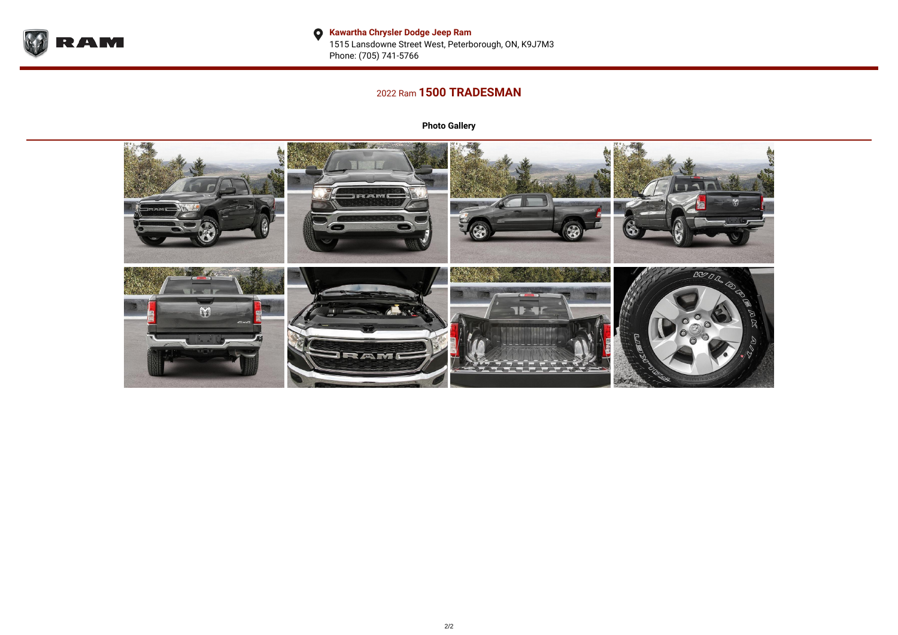**Kawartha Chrysler Dodge Jeep Ram**
1515 Lansdowne Street West, Peterborough, ON, K9J7M3
Phone: (705) 741-5766

# 2022 Ram **1500 TRADESMAN**

**Photo Gallery**